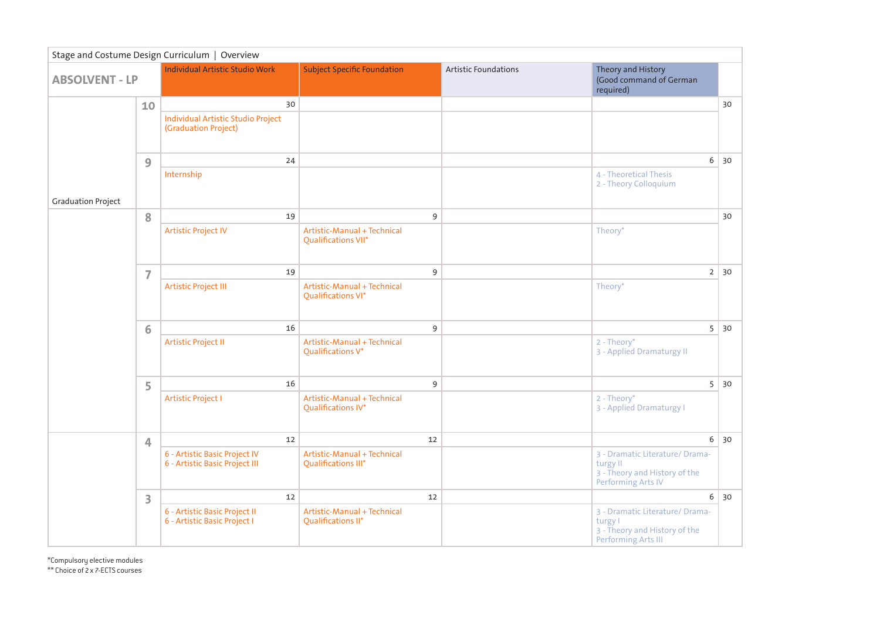Stage and Costume Design Curriculum | Overview

| ABSOLVENT - LP | | Individual Artistic Studio Work | Subject Specific Foundation | Artistic Foundations | Theory and History (Good command of German required) | |
|---|---|---|---|---|---|---|
| Graduation Project | 10 | 30<br>Individual Artistic Studio Project (Graduation Project) | | | | 30 |
| | 9 | 24<br>Internship | | | 6<br>4 - Theoretical Thesis<br>2 - Theory Colloquium | 30 |
| | 8 | 19<br>Artistic Project IV | 9<br>Artistic-Manual + Technical Qualifications VII* | | Theory* | 30 |
| | 7 | 19<br>Artistic Project III | 9<br>Artistic-Manual + Technical Qualifications VI* | | 2<br>Theory* | 30 |
| | 6 | 16<br>Artistic Project II | 9<br>Artistic-Manual + Technical Qualifications V* | | 5<br>2 - Theory*<br>3 - Applied Dramaturgy II | 30 |
| | 5 | 16<br>Artistic Project I | 9<br>Artistic-Manual + Technical Qualifications IV* | | 5<br>2 - Theory*<br>3 - Applied Dramaturgy I | 30 |
| | 4 | 12<br>6 - Artistic Basic Project IV<br>6 - Artistic Basic Project III | 12<br>Artistic-Manual + Technical Qualifications III* | | 6<br>3 - Dramatic Literature/ Dramaturgy II<br>3 - Theory and History of the Performing Arts IV | 30 |
| | 3 | 12<br>6 - Artistic Basic Project II<br>6 - Artistic Basic Project I | 12<br>Artistic-Manual + Technical Qualifications II* | | 6<br>3 - Dramatic Literature/ Dramaturgy I<br>3 - Theory and History of the Performing Arts III | 30 |

*Compulsory elective modules
** Choice of 2 x 7-ECTS courses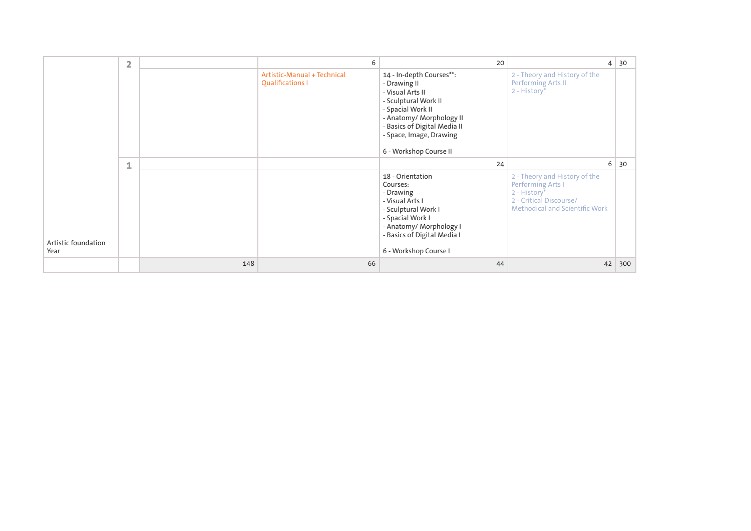| | | | | | | |
|---|---|---|---|---|---|---|
| | 2 | | 6 | 20 | 4 | 30 |
| | | | Artistic-Manual + Technical Qualifications I | 14 - In-depth Courses**:<br>- Drawing II<br>- Visual Arts II<br>- Sculptural Work II<br>- Spacial Work II<br>- Anatomy/ Morphology II<br>- Basics of Digital Media II<br>- Space, Image, Drawing<br><br>6 - Workshop Course II | 2 - Theory and History of the Performing Arts II<br>2 - History* | |
| | 1 | | | 24 | 6 | 30 |
| Artistic foundation Year | | | | 18 - Orientation Courses:<br>- Drawing<br>- Visual Arts I<br>- Sculptural Work I<br>- Spacial Work I<br>- Anatomy/ Morphology I<br>- Basics of Digital Media I<br><br>6 - Workshop Course I | 2 - Theory and History of the Performing Arts I<br>2 - History*<br>2 - Critical Discourse/ Methodical and Scientific Work | |
| | | 148 | 66 | 44 | 42 | 300 |